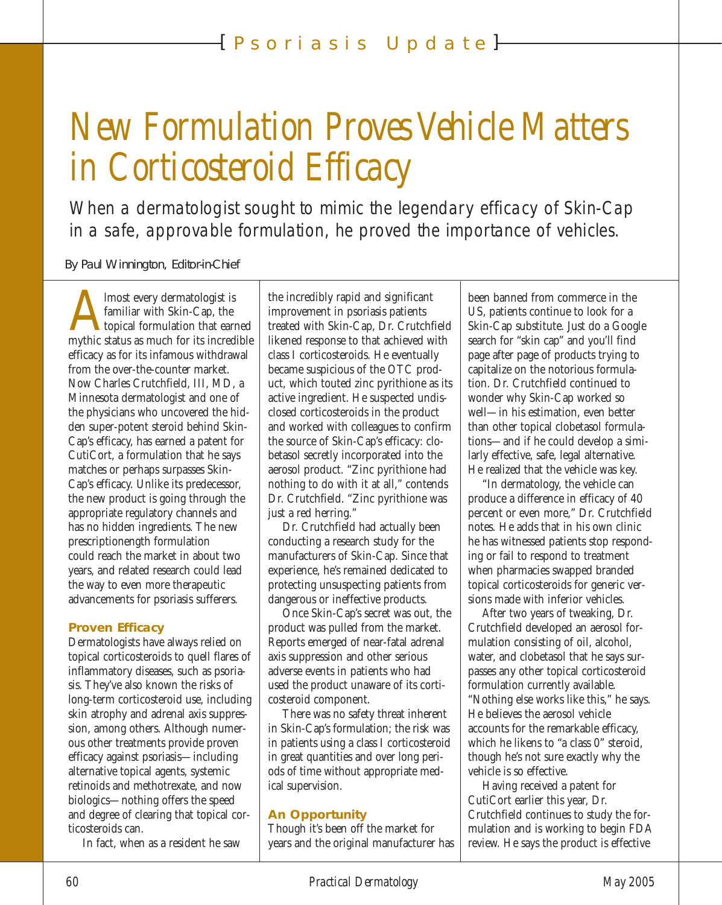# New Formulation Proves Vehicle Matters in Corticosteroid Efficacy

*When a dermatologist sought to mimic the legendary efficacy of Skin-Cap in a safe, approvable formulation, he proved the importance of vehicles.*

By Paul Winnington, Editor-in-Chief

Almost every dermatologist is familiar with Skin-Cap, the topical formulation that earned mythic status as much for its incredible efficacy as for its infamous withdrawal from the over-the-counter market. Now Charles Crutchfield, III, MD, a Minnesota dermatologist and one of the physicians who uncovered the hidden super-potent steroid behind Skin-Cap's efficacy, has earned a patent for CutiCort, a formulation that he says matches or perhaps surpasses Skin-Cap's efficacy. Unlike its predecessor, the new product is going through the appropriate regulatory channels and has no hidden ingredients. The new prescriptionength formulation could reach the market in about two years, and related research could lead the way to even more therapeutic advancements for psoriasis sufferers.

### Proven Efficacy

Dermatologists have always relied on topical corticosteroids to quell flares of inflammatory diseases, such as psoriasis. They've also known the risks of long-term corticosteroid use, including skin atrophy and adrenal axis suppression, among others. Although numerous other treatments provide proven efficacy against psoriasis—including alternative topical agents, systemic retinoids and methotrexate, and now biologics—nothing offers the speed and degree of clearing that topical corticosteroids can.

In fact, when as a resident he saw the incredibly rapid and significant improvement in psoriasis patients treated with Skin-Cap, Dr. Crutchfield likened response to that achieved with class I corticosteroids. He eventually became suspicious of the OTC product, which touted zinc pyrithione as its active ingredient. He suspected undisclosed corticosteroids in the product and worked with colleagues to confirm the source of Skin-Cap's efficacy: clobetasol secretly incorporated into the aerosol product. "Zinc pyrithione had nothing to do with it at all," contends Dr. Crutchfield. "Zinc pyrithione was just a red herring."

Dr. Crutchfield had actually been conducting a research study for the manufacturers of Skin-Cap. Since that experience, he's remained dedicated to protecting unsuspecting patients from dangerous or ineffective products.

Once Skin-Cap's secret was out, the product was pulled from the market. Reports emerged of near-fatal adrenal axis suppression and other serious adverse events in patients who had used the product unaware of its corticosteroid component.

There was no safety threat inherent in Skin-Cap's formulation; the risk was in patients using a class I corticosteroid in great quantities and over long periods of time without appropriate medical supervision.

### An Opportunity

Though it's been off the market for years and the original manufacturer has been banned from commerce in the US, patients continue to look for a Skin-Cap substitute. Just do a Google search for "skin cap" and you'll find page after page of products trying to capitalize on the notorious formulation. Dr. Crutchfield continued to wonder why Skin-Cap worked so well—in his estimation, even better than other topical clobetasol formulations—and if he could develop a similarly effective, safe, legal alternative. He realized that the vehicle was key.

"In dermatology, the vehicle can produce a difference in efficacy of 40 percent or even more," Dr. Crutchfield notes. He adds that in his own clinic he has witnessed patients stop responding or fail to respond to treatment when pharmacies swapped branded topical corticosteroids for generic versions made with inferior vehicles.

After two years of tweaking, Dr. Crutchfield developed an aerosol formulation consisting of oil, alcohol, water, and clobetasol that he says surpasses any other topical corticosteroid formulation currently available. "Nothing else works like this," he says. He believes the aerosol vehicle accounts for the remarkable efficacy, which he likens to "a class 0" steroid, though he's not sure exactly why the vehicle is so effective.

Having received a patent for CutiCort earlier this year, Dr. Crutchfield continues to study the formulation and is working to begin FDA review. He says the product is effective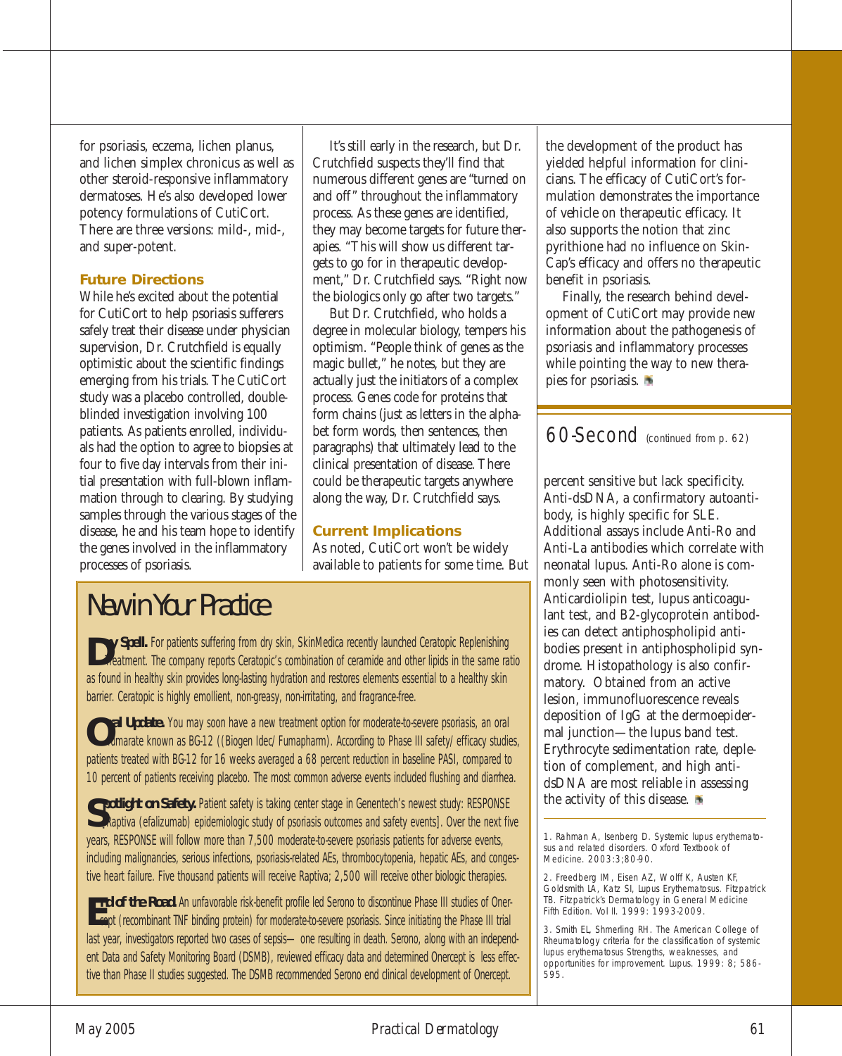for psoriasis, eczema, lichen planus, and lichen simplex chronicus as well as other steroid-responsive inflammatory dermatoses. He's also developed lower potency formulations of CutiCort. There are three versions: mild-, mid-, and super-potent.

### Future Directions

While he's excited about the potential for CutiCort to help psoriasis sufferers safely treat their disease under physician supervision, Dr. Crutchfield is equally optimistic about the scientific findings emerging from his trials. The CutiCort study was a placebo controlled, double-blinded investigation involving 100 patients. As patients enrolled, individuals had the option to agree to biopsies at four to five day intervals from their initial presentation with full-blown inflammation through to clearing. By studying samples through the various stages of the disease, he and his team hope to identify the genes involved in the inflammatory processes of psoriasis.

It's still early in the research, but Dr. Crutchfield suspects they'll find that numerous different genes are "turned on and off" throughout the inflammatory process. As these genes are identified, they may become targets for future therapies. "This will show us different targets to go for in therapeutic development," Dr. Crutchfield says. "Right now the biologics only go after two targets."

But Dr. Crutchfield, who holds a degree in molecular biology, tempers his optimism. "People think of genes as the magic bullet," he notes, but they are actually just the initiators of a complex process. Genes code for proteins that form chains (just as letters in the alphabet form words, then sentences, then paragraphs) that ultimately lead to the clinical presentation of disease. There could be therapeutic targets anywhere along the way, Dr. Crutchfield says.

### Current Implications

As noted, CutiCort won't be widely available to patients for some time. But the development of the product has yielded helpful information for clinicians. The efficacy of CutiCort's formulation demonstrates the importance of vehicle on therapeutic efficacy. It also supports the notion that zinc pyrithione had no influence on Skin-Cap's efficacy and offers no therapeutic benefit in psoriasis.

Finally, the research behind development of CutiCort may provide new information about the pathogenesis of psoriasis and inflammatory processes while pointing the way to new therapies for psoriasis.

## New in Your Practice

**Dry Spell.** For patients suffering from dry skin, SkinMedica recently launched Ceratopic Replenishing Treatment. The company reports Ceratopic's combination of ceramide and other lipids in the same ratio as found in healthy skin provides long-lasting hydration and restores elements essential to a healthy skin barrier. Ceratopic is highly emollient, non-greasy, non-irritating, and fragrance-free.

**Oral Update.** You may soon have a new treatment option for moderate-to-severe psoriasis, an oral fumarate known as BG-12 ((Biogen Idec/ Fumapharm). According to Phase III safety/ efficacy studies, patients treated with BG-12 for 16 weeks averaged a 68 percent reduction in baseline PASI, compared to 10 percent of patients receiving placebo. The most common adverse events included flushing and diarrhea.

**Spotlight on Safety.** Patient safety is taking center stage in Genentech's newest study: RESPONSE [Raptiva (efalizumab) epidemiologic study of psoriasis outcomes and safety events]. Over the next five years, RESPONSE will follow more than 7,500 moderate-to-severe psoriasis patients for adverse events, including malignancies, serious infections, psoriasis-related AEs, thrombocytopenia, hepatic AEs, and congestive heart failure. Five thousand patients will receive Raptiva; 2,500 will receive other biologic therapies.

**End of the Road.** An unfavorable risk-benefit profile led Serono to discontinue Phase III studies of Onercept (recombinant TNF binding protein) for moderate-to-severe psoriasis. Since initiating the Phase III trial last year, investigators reported two cases of sepsis— one resulting in death. Serono, along with an independent Data and Safety Monitoring Board (DSMB), reviewed efficacy data and determined Onercept is less effective than Phase II studies suggested. The DSMB recommended Serono end clinical development of Onercept.

## 60-Second (continued from p. 62)

percent sensitive but lack specificity. Anti-dsDNA, a confirmatory autoantibody, is highly specific for SLE. Additional assays include Anti-Ro and Anti-La antibodies which correlate with neonatal lupus. Anti-Ro alone is commonly seen with photosensitivity. Anticardiolipin test, lupus anticoagulant test, and B2-glycoprotein antibodies can detect antiphospholipid antibodies present in antiphospholipid syndrome. Histopathology is also confirmatory. Obtained from an active lesion, immunofluorescence reveals deposition of IgG at the dermoepidermal junction—the lupus band test. Erythrocyte sedimentation rate, depletion of complement, and high anti-dsDNA are most reliable in assessing the activity of this disease.

1. Rahman A, Isenberg D. Systemic lupus erythematosus and related disorders. Oxford Textbook of Medicine. 2003:3;80-90.

2. Freedberg IM, Eisen AZ, Wolff K, Austen KF, Goldsmith LA, Katz SI, Lupus Erythematosus. Fitzpatrick TB. Fitzpatrick's Dermatology in General Medicine Fifth Edition. Vol II. 1999: 1993-2009.

3. Smith EL, Shmerling RH. The American College of Rheumatology criteria for the classification of systemic lupus erythematosus Strengths, weaknesses, and opportunities for improvement. Lupus. 1999: 8; 586-595.